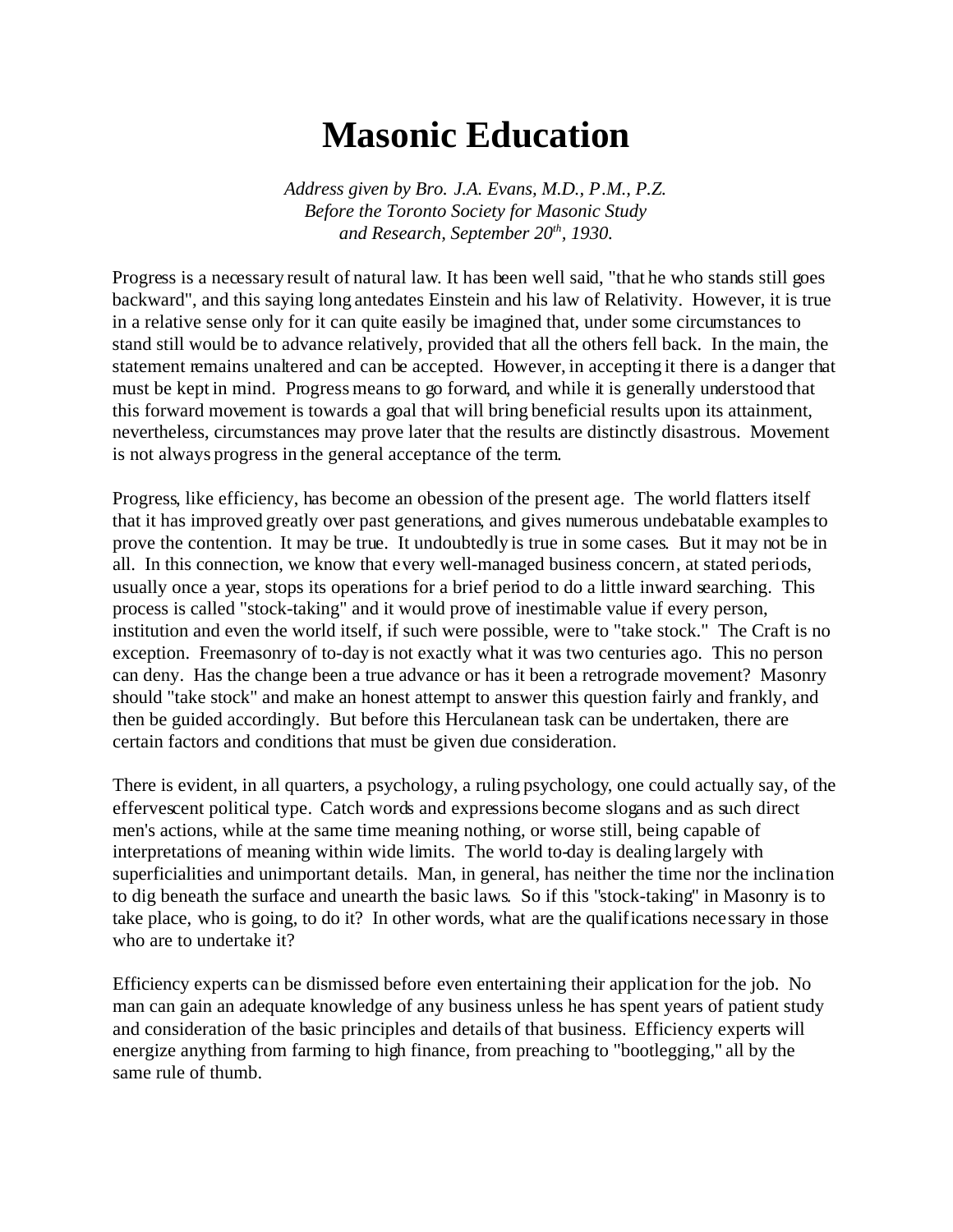# Masonic Education

*Address given by Bro. J.A. Evans, M.D., P.M., P.Z.*
*Before the Toronto Society for Masonic Study*
*and Research, September 20th, 1930.*

Progress is a necessary result of natural law. It has been well said, "that he who stands still goes backward", and this saying long antedates Einstein and his law of Relativity. However, it is true in a relative sense only for it can quite easily be imagined that, under some circumstances to stand still would be to advance relatively, provided that all the others fell back. In the main, the statement remains unaltered and can be accepted. However, in accepting it there is a danger that must be kept in mind. Progress means to go forward, and while it is generally understood that this forward movement is towards a goal that will bring beneficial results upon its attainment, nevertheless, circumstances may prove later that the results are distinctly disastrous. Movement is not always progress in the general acceptance of the term.

Progress, like efficiency, has become an obession of the present age. The world flatters itself that it has improved greatly over past generations, and gives numerous undebatable examples to prove the contention. It may be true. It undoubtedly is true in some cases. But it may not be in all. In this connection, we know that every well-managed business concern, at stated periods, usually once a year, stops its operations for a brief period to do a little inward searching. This process is called "stock-taking" and it would prove of inestimable value if every person, institution and even the world itself, if such were possible, were to "take stock." The Craft is no exception. Freemasonry of to-day is not exactly what it was two centuries ago. This no person can deny. Has the change been a true advance or has it been a retrograde movement? Masonry should "take stock" and make an honest attempt to answer this question fairly and frankly, and then be guided accordingly. But before this Herculanean task can be undertaken, there are certain factors and conditions that must be given due consideration.

There is evident, in all quarters, a psychology, a ruling psychology, one could actually say, of the effervescent political type. Catch words and expressions become slogans and as such direct men's actions, while at the same time meaning nothing, or worse still, being capable of interpretations of meaning within wide limits. The world to-day is dealing largely with superficialities and unimportant details. Man, in general, has neither the time nor the inclination to dig beneath the surface and unearth the basic laws. So if this "stock-taking" in Masonry is to take place, who is going, to do it? In other words, what are the qualifications necessary in those who are to undertake it?

Efficiency experts can be dismissed before even entertaining their application for the job. No man can gain an adequate knowledge of any business unless he has spent years of patient study and consideration of the basic principles and details of that business. Efficiency experts will energize anything from farming to high finance, from preaching to "bootlegging," all by the same rule of thumb.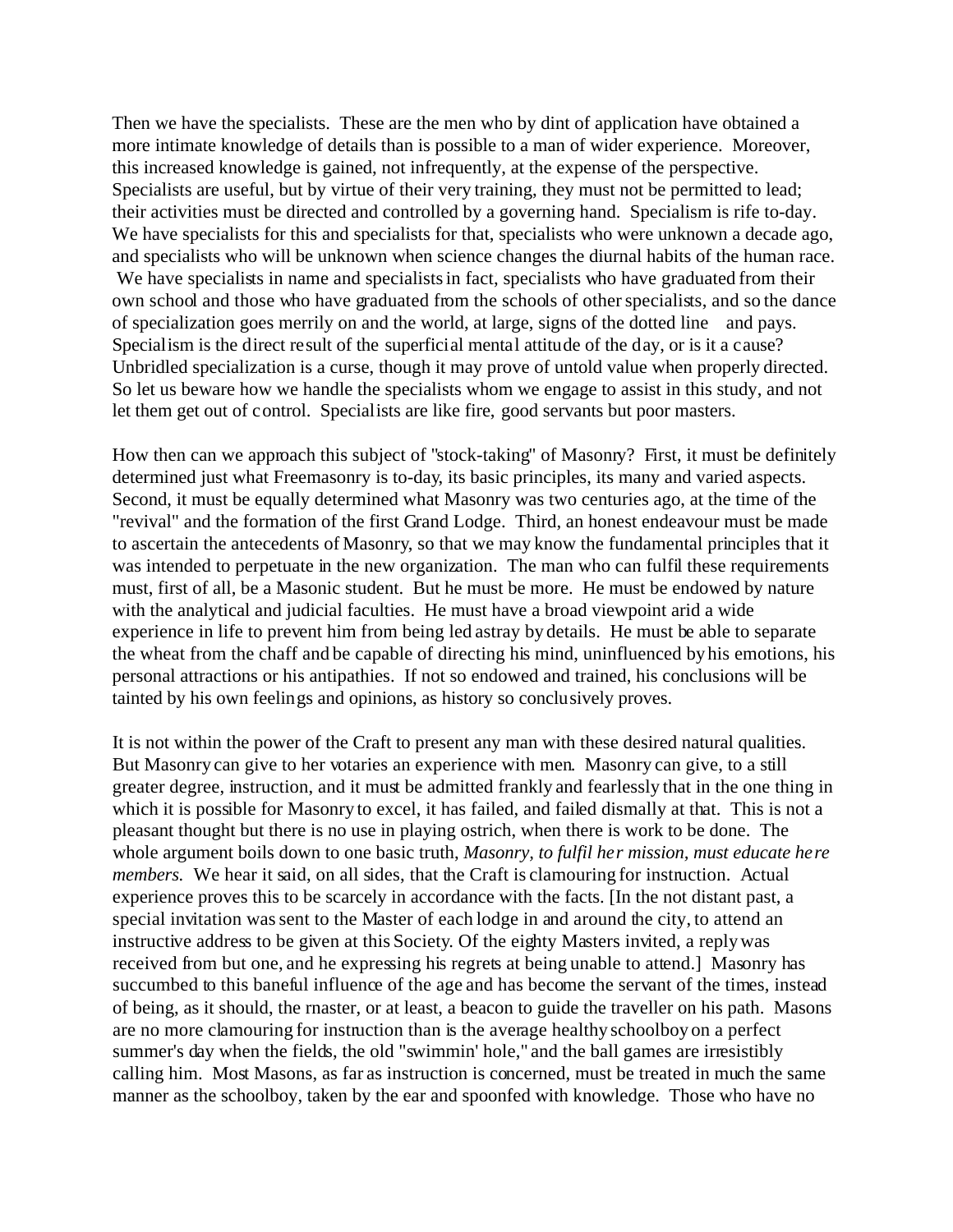Then we have the specialists. These are the men who by dint of application have obtained a more intimate knowledge of details than is possible to a man of wider experience. Moreover, this increased knowledge is gained, not infrequently, at the expense of the perspective. Specialists are useful, but by virtue of their very training, they must not be permitted to lead; their activities must be directed and controlled by a governing hand. Specialism is rife to-day. We have specialists for this and specialists for that, specialists who were unknown a decade ago, and specialists who will be unknown when science changes the diurnal habits of the human race. We have specialists in name and specialists in fact, specialists who have graduated from their own school and those who have graduated from the schools of other specialists, and so the dance of specialization goes merrily on and the world, at large, signs of the dotted line and pays. Specialism is the direct result of the superficial mental attitude of the day, or is it a cause? Unbridled specialization is a curse, though it may prove of untold value when properly directed. So let us beware how we handle the specialists whom we engage to assist in this study, and not let them get out of control. Specialists are like fire, good servants but poor masters.

How then can we approach this subject of "stock-taking" of Masonry? First, it must be definitely determined just what Freemasonry is to-day, its basic principles, its many and varied aspects. Second, it must be equally determined what Masonry was two centuries ago, at the time of the "revival" and the formation of the first Grand Lodge. Third, an honest endeavour must be made to ascertain the antecedents of Masonry, so that we may know the fundamental principles that it was intended to perpetuate in the new organization. The man who can fulfil these requirements must, first of all, be a Masonic student. But he must be more. He must be endowed by nature with the analytical and judicial faculties. He must have a broad viewpoint arid a wide experience in life to prevent him from being led astray by details. He must be able to separate the wheat from the chaff and be capable of directing his mind, uninfluenced by his emotions, his personal attractions or his antipathies. If not so endowed and trained, his conclusions will be tainted by his own feelings and opinions, as history so conclusively proves.

It is not within the power of the Craft to present any man with these desired natural qualities. But Masonry can give to her votaries an experience with men. Masonry can give, to a still greater degree, instruction, and it must be admitted frankly and fearlessly that in the one thing in which it is possible for Masonry to excel, it has failed, and failed dismally at that. This is not a pleasant thought but there is no use in playing ostrich, when there is work to be done. The whole argument boils down to one basic truth, *Masonry, to fulfil her mission, must educate here members.* We hear it said, on all sides, that the Craft is clamouring for instruction. Actual experience proves this to be scarcely in accordance with the facts. [In the not distant past, a special invitation was sent to the Master of each lodge in and around the city, to attend an instructive address to be given at this Society. Of the eighty Masters invited, a reply was received from but one, and he expressing his regrets at being unable to attend.] Masonry has succumbed to this baneful influence of the age and has become the servant of the times, instead of being, as it should, the rnaster, or at least, a beacon to guide the traveller on his path. Masons are no more clamouring for instruction than is the average healthy schoolboy on a perfect summer's day when the fields, the old "swimmin' hole," and the ball games are irresistibly calling him. Most Masons, as far as instruction is concerned, must be treated in much the same manner as the schoolboy, taken by the ear and spoonfed with knowledge. Those who have no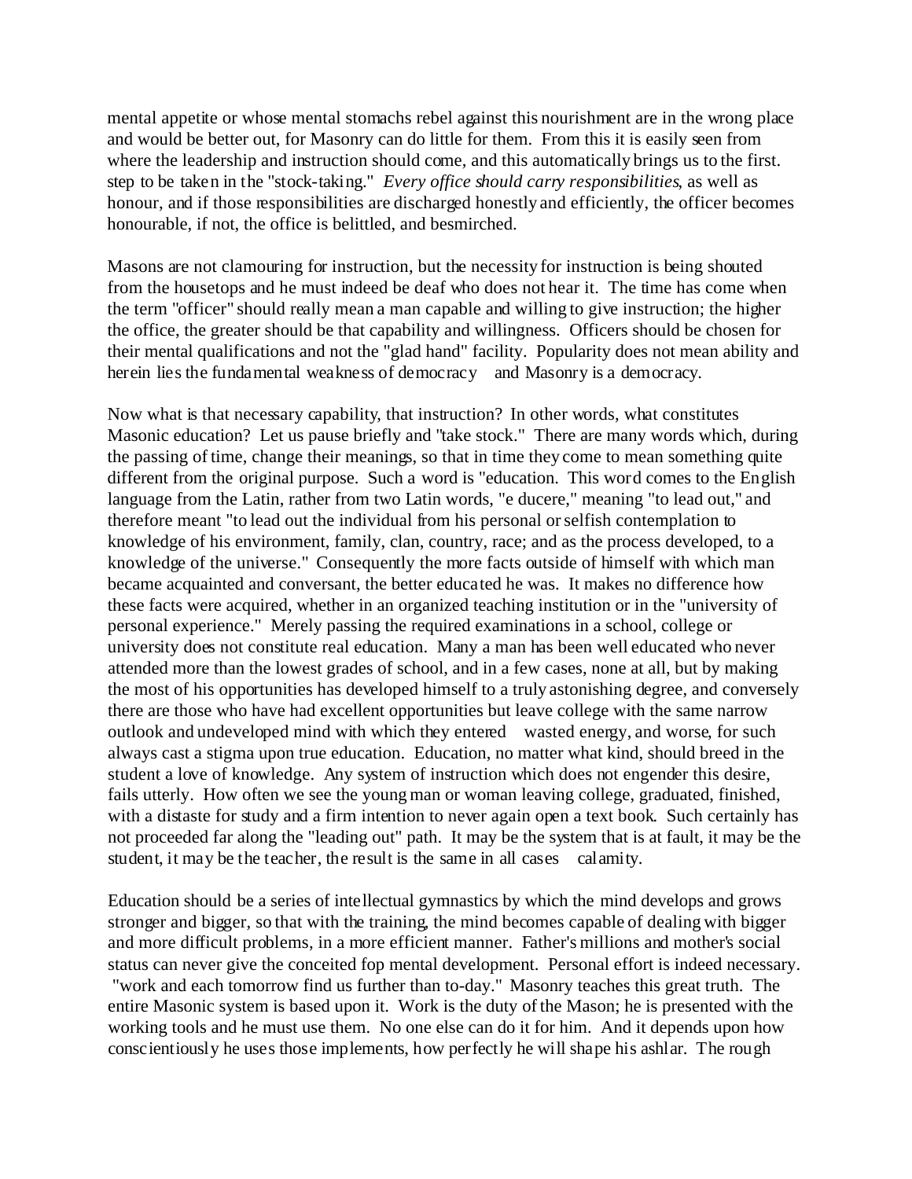mental appetite or whose mental stomachs rebel against this nourishment are in the wrong place and would be better out, for Masonry can do little for them. From this it is easily seen from where the leadership and instruction should come, and this automatically brings us to the first. step to be taken in the "stock-taking." *Every office should carry responsibilities*, as well as honour, and if those responsibilities are discharged honestly and efficiently, the officer becomes honourable, if not, the office is belittled, and besmirched.

Masons are not clamouring for instruction, but the necessity for instruction is being shouted from the housetops and he must indeed be deaf who does not hear it. The time has come when the term "officer" should really mean a man capable and willing to give instruction; the higher the office, the greater should be that capability and willingness. Officers should be chosen for their mental qualifications and not the "glad hand" facility. Popularity does not mean ability and herein lies the fundamental weakness of democracy and Masonry is a democracy.

Now what is that necessary capability, that instruction? In other words, what constitutes Masonic education? Let us pause briefly and "take stock." There are many words which, during the passing of time, change their meanings, so that in time they come to mean something quite different from the original purpose. Such a word is "education. This word comes to the English language from the Latin, rather from two Latin words, "e ducere," meaning "to lead out," and therefore meant "to lead out the individual from his personal or selfish contemplation to knowledge of his environment, family, clan, country, race; and as the process developed, to a knowledge of the universe." Consequently the more facts outside of himself with which man became acquainted and conversant, the better educated he was. It makes no difference how these facts were acquired, whether in an organized teaching institution or in the "university of personal experience." Merely passing the required examinations in a school, college or university does not constitute real education. Many a man has been well educated who never attended more than the lowest grades of school, and in a few cases, none at all, but by making the most of his opportunities has developed himself to a truly astonishing degree, and conversely there are those who have had excellent opportunities but leave college with the same narrow outlook and undeveloped mind with which they entered wasted energy, and worse, for such always cast a stigma upon true education. Education, no matter what kind, should breed in the student a love of knowledge. Any system of instruction which does not engender this desire, fails utterly. How often we see the young man or woman leaving college, graduated, finished, with a distaste for study and a firm intention to never again open a text book. Such certainly has not proceeded far along the "leading out" path. It may be the system that is at fault, it may be the student, it may be the teacher, the result is the same in all cases calamity.

Education should be a series of intellectual gymnastics by which the mind develops and grows stronger and bigger, so that with the training, the mind becomes capable of dealing with bigger and more difficult problems, in a more efficient manner. Father's millions and mother's social status can never give the conceited fop mental development. Personal effort is indeed necessary. "work and each tomorrow find us further than to-day." Masonry teaches this great truth. The entire Masonic system is based upon it. Work is the duty of the Mason; he is presented with the working tools and he must use them. No one else can do it for him. And it depends upon how conscientiously he uses those implements, how perfectly he will shape his ashlar. The rough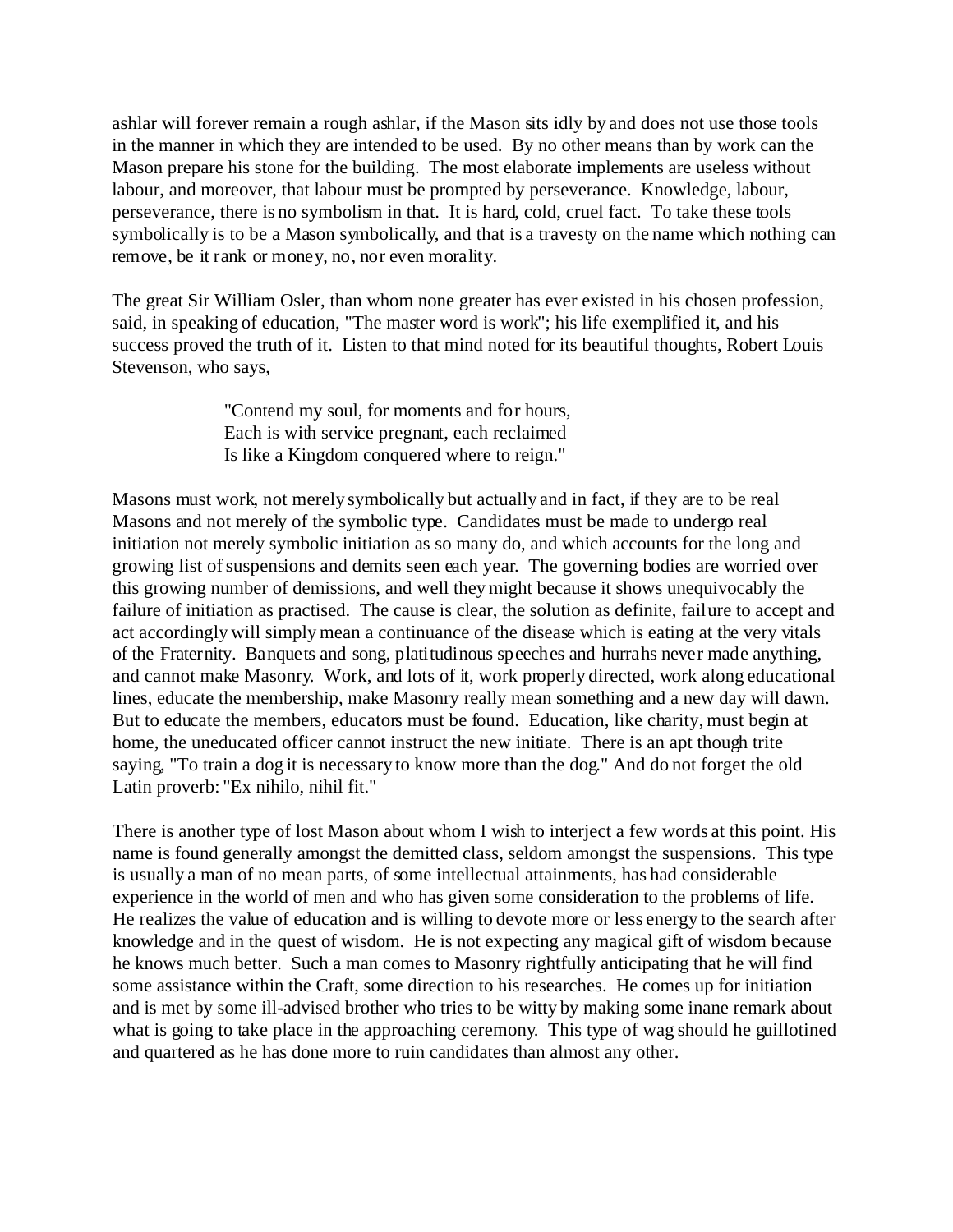ashlar will forever remain a rough ashlar, if the Mason sits idly by and does not use those tools in the manner in which they are intended to be used. By no other means than by work can the Mason prepare his stone for the building. The most elaborate implements are useless without labour, and moreover, that labour must be prompted by perseverance. Knowledge, labour, perseverance, there is no symbolism in that. It is hard, cold, cruel fact. To take these tools symbolically is to be a Mason symbolically, and that is a travesty on the name which nothing can remove, be it rank or money, no, nor even morality.

The great Sir William Osler, than whom none greater has ever existed in his chosen profession, said, in speaking of education, "The master word is work"; his life exemplified it, and his success proved the truth of it. Listen to that mind noted for its beautiful thoughts, Robert Louis Stevenson, who says,

> "Contend my soul, for moments and for hours,
> Each is with service pregnant, each reclaimed
> Is like a Kingdom conquered where to reign."

Masons must work, not merely symbolically but actually and in fact, if they are to be real Masons and not merely of the symbolic type. Candidates must be made to undergo real initiation not merely symbolic initiation as so many do, and which accounts for the long and growing list of suspensions and demits seen each year. The governing bodies are worried over this growing number of demissions, and well they might because it shows unequivocably the failure of initiation as practised. The cause is clear, the solution as definite, failure to accept and act accordingly will simply mean a continuance of the disease which is eating at the very vitals of the Fraternity. Banquets and song, platitudinous speeches and hurrahs never made anything, and cannot make Masonry. Work, and lots of it, work properly directed, work along educational lines, educate the membership, make Masonry really mean something and a new day will dawn. But to educate the members, educators must be found. Education, like charity, must begin at home, the uneducated officer cannot instruct the new initiate. There is an apt though trite saying, "To train a dog it is necessary to know more than the dog." And do not forget the old Latin proverb: "Ex nihilo, nihil fit."

There is another type of lost Mason about whom I wish to interject a few words at this point. His name is found generally amongst the demitted class, seldom amongst the suspensions. This type is usually a man of no mean parts, of some intellectual attainments, has had considerable experience in the world of men and who has given some consideration to the problems of life. He realizes the value of education and is willing to devote more or less energy to the search after knowledge and in the quest of wisdom. He is not expecting any magical gift of wisdom because he knows much better. Such a man comes to Masonry rightfully anticipating that he will find some assistance within the Craft, some direction to his researches. He comes up for initiation and is met by some ill-advised brother who tries to be witty by making some inane remark about what is going to take place in the approaching ceremony. This type of wag should he guillotined and quartered as he has done more to ruin candidates than almost any other.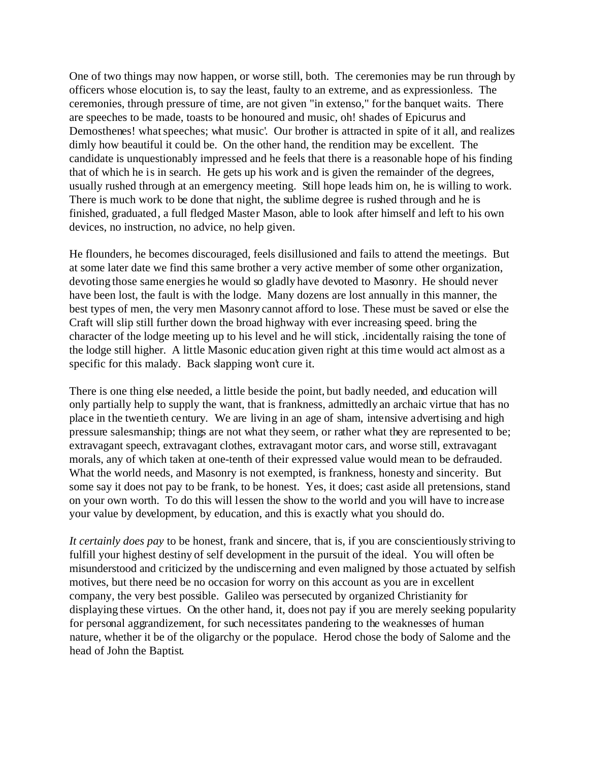One of two things may now happen, or worse still, both. The ceremonies may be run through by officers whose elocution is, to say the least, faulty to an extreme, and as expressionless. The ceremonies, through pressure of time, are not given "in extenso," for the banquet waits. There are speeches to be made, toasts to be honoured and music, oh! shades of Epicurus and Demosthenes! what speeches; what music'. Our brother is attracted in spite of it all, and realizes dimly how beautiful it could be. On the other hand, the rendition may be excellent. The candidate is unquestionably impressed and he feels that there is a reasonable hope of his finding that of which he is in search. He gets up his work and is given the remainder of the degrees, usually rushed through at an emergency meeting. Still hope leads him on, he is willing to work. There is much work to be done that night, the sublime degree is rushed through and he is finished, graduated, a full fledged Master Mason, able to look after himself and left to his own devices, no instruction, no advice, no help given.

He flounders, he becomes discouraged, feels disillusioned and fails to attend the meetings. But at some later date we find this same brother a very active member of some other organization, devoting those same energies he would so gladly have devoted to Masonry. He should never have been lost, the fault is with the lodge. Many dozens are lost annually in this manner, the best types of men, the very men Masonry cannot afford to lose. These must be saved or else the Craft will slip still further down the broad highway with ever increasing speed. bring the character of the lodge meeting up to his level and he will stick, .incidentally raising the tone of the lodge still higher. A little Masonic education given right at this time would act almost as a specific for this malady. Back slapping won't cure it.

There is one thing else needed, a little beside the point, but badly needed, and education will only partially help to supply the want, that is frankness, admittedly an archaic virtue that has no place in the twentieth century. We are living in an age of sham, intensive advertising and high pressure salesmanship; things are not what they seem, or rather what they are represented to be; extravagant speech, extravagant clothes, extravagant motor cars, and worse still, extravagant morals, any of which taken at one-tenth of their expressed value would mean to be defrauded. What the world needs, and Masonry is not exempted, is frankness, honesty and sincerity. But some say it does not pay to be frank, to be honest. Yes, it does; cast aside all pretensions, stand on your own worth. To do this will lessen the show to the world and you will have to increase your value by development, by education, and this is exactly what you should do.

*It certainly does pay* to be honest, frank and sincere, that is, if you are conscientiously striving to fulfill your highest destiny of self development in the pursuit of the ideal. You will often be misunderstood and criticized by the undiscerning and even maligned by those actuated by selfish motives, but there need be no occasion for worry on this account as you are in excellent company, the very best possible. Galileo was persecuted by organized Christianity for displaying these virtues. On the other hand, it, does not pay if you are merely seeking popularity for personal aggrandizement, for such necessitates pandering to the weaknesses of human nature, whether it be of the oligarchy or the populace. Herod chose the body of Salome and the head of John the Baptist.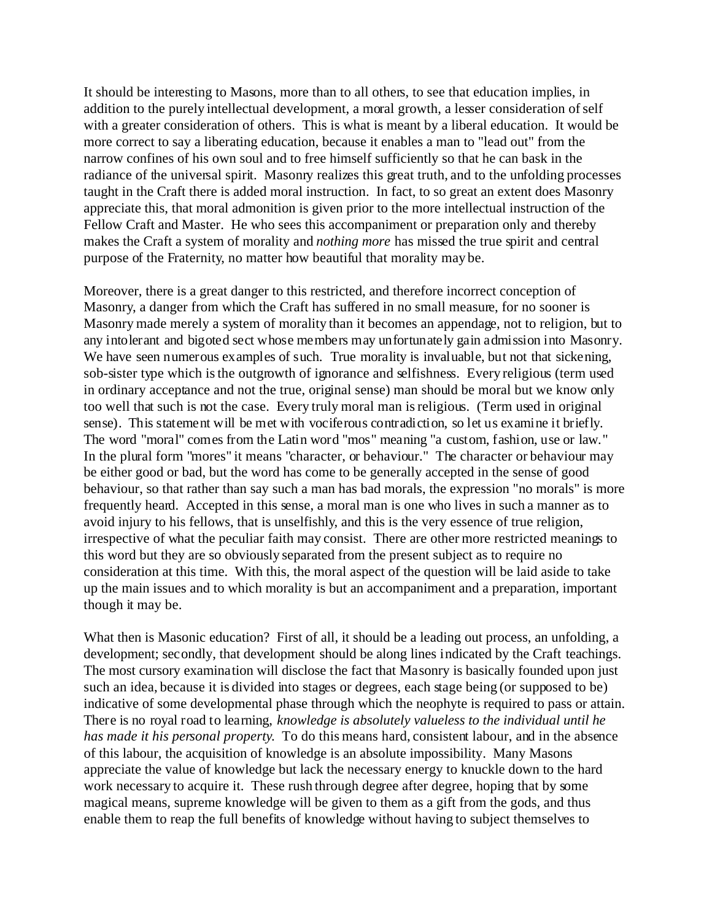It should be interesting to Masons, more than to all others, to see that education implies, in addition to the purely intellectual development, a moral growth, a lesser consideration of self with a greater consideration of others. This is what is meant by a liberal education. It would be more correct to say a liberating education, because it enables a man to "lead out" from the narrow confines of his own soul and to free himself sufficiently so that he can bask in the radiance of the universal spirit. Masonry realizes this great truth, and to the unfolding processes taught in the Craft there is added moral instruction. In fact, to so great an extent does Masonry appreciate this, that moral admonition is given prior to the more intellectual instruction of the Fellow Craft and Master. He who sees this accompaniment or preparation only and thereby makes the Craft a system of morality and *nothing more* has missed the true spirit and central purpose of the Fraternity, no matter how beautiful that morality may be.

Moreover, there is a great danger to this restricted, and therefore incorrect conception of Masonry, a danger from which the Craft has suffered in no small measure, for no sooner is Masonry made merely a system of morality than it becomes an appendage, not to religion, but to any intolerant and bigoted sect whose members may unfortunately gain admission into Masonry. We have seen numerous examples of such. True morality is invaluable, but not that sickening, sob-sister type which is the outgrowth of ignorance and selfishness. Every religious (term used in ordinary acceptance and not the true, original sense) man should be moral but we know only too well that such is not the case. Every truly moral man is religious. (Term used in original sense). This statement will be met with vociferous contradiction, so let us examine it briefly. The word "moral" comes from the Latin word "mos" meaning "a custom, fashion, use or law." In the plural form "mores" it means "character, or behaviour." The character or behaviour may be either good or bad, but the word has come to be generally accepted in the sense of good behaviour, so that rather than say such a man has bad morals, the expression "no morals" is more frequently heard. Accepted in this sense, a moral man is one who lives in such a manner as to avoid injury to his fellows, that is unselfishly, and this is the very essence of true religion, irrespective of what the peculiar faith may consist. There are other more restricted meanings to this word but they are so obviously separated from the present subject as to require no consideration at this time. With this, the moral aspect of the question will be laid aside to take up the main issues and to which morality is but an accompaniment and a preparation, important though it may be.

What then is Masonic education? First of all, it should be a leading out process, an unfolding, a development; secondly, that development should be along lines indicated by the Craft teachings. The most cursory examination will disclose the fact that Masonry is basically founded upon just such an idea, because it is divided into stages or degrees, each stage being (or supposed to be) indicative of some developmental phase through which the neophyte is required to pass or attain. There is no royal road to learning, *knowledge is absolutely valueless to the individual until he has made it his personal property.* To do this means hard, consistent labour, and in the absence of this labour, the acquisition of knowledge is an absolute impossibility. Many Masons appreciate the value of knowledge but lack the necessary energy to knuckle down to the hard work necessary to acquire it. These rush through degree after degree, hoping that by some magical means, supreme knowledge will be given to them as a gift from the gods, and thus enable them to reap the full benefits of knowledge without having to subject themselves to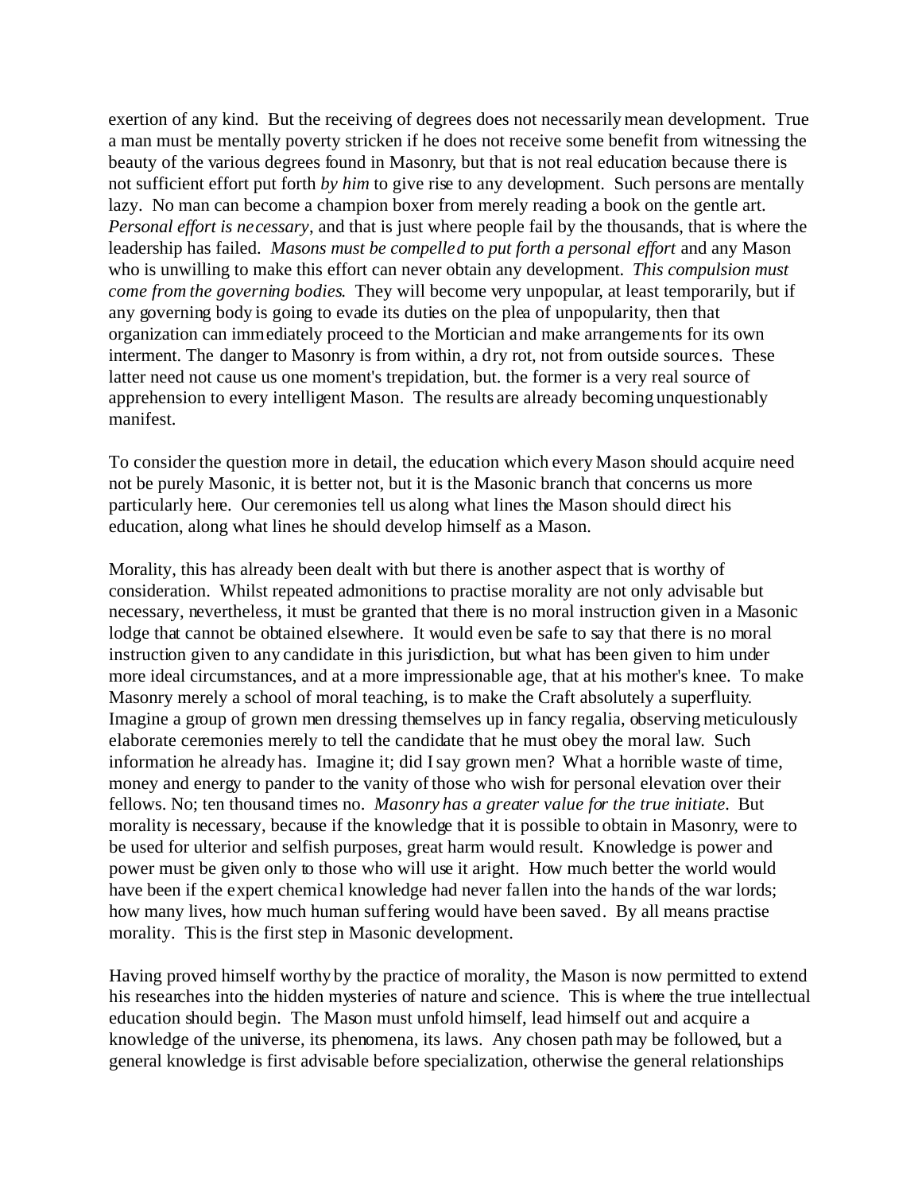exertion of any kind. But the receiving of degrees does not necessarily mean development. True a man must be mentally poverty stricken if he does not receive some benefit from witnessing the beauty of the various degrees found in Masonry, but that is not real education because there is not sufficient effort put forth *by him* to give rise to any development. Such persons are mentally lazy. No man can become a champion boxer from merely reading a book on the gentle art. *Personal effort is necessary*, and that is just where people fail by the thousands, that is where the leadership has failed. *Masons must be compelled to put forth a personal effort* and any Mason who is unwilling to make this effort can never obtain any development. *This compulsion must come from the governing bodies*. They will become very unpopular, at least temporarily, but if any governing body is going to evade its duties on the plea of unpopularity, then that organization can immediately proceed to the Mortician and make arrangements for its own interment. The danger to Masonry is from within, a dry rot, not from outside sources. These latter need not cause us one moment's trepidation, but. the former is a very real source of apprehension to every intelligent Mason. The results are already becoming unquestionably manifest.

To consider the question more in detail, the education which every Mason should acquire need not be purely Masonic, it is better not, but it is the Masonic branch that concerns us more particularly here. Our ceremonies tell us along what lines the Mason should direct his education, along what lines he should develop himself as a Mason.

Morality, this has already been dealt with but there is another aspect that is worthy of consideration. Whilst repeated admonitions to practise morality are not only advisable but necessary, nevertheless, it must be granted that there is no moral instruction given in a Masonic lodge that cannot be obtained elsewhere. It would even be safe to say that there is no moral instruction given to any candidate in this jurisdiction, but what has been given to him under more ideal circumstances, and at a more impressionable age, that at his mother's knee. To make Masonry merely a school of moral teaching, is to make the Craft absolutely a superfluity. Imagine a group of grown men dressing themselves up in fancy regalia, observing meticulously elaborate ceremonies merely to tell the candidate that he must obey the moral law. Such information he already has. Imagine it; did I say grown men? What a horrible waste of time, money and energy to pander to the vanity of those who wish for personal elevation over their fellows. No; ten thousand times no. *Masonry has a greater value for the true initiate.* But morality is necessary, because if the knowledge that it is possible to obtain in Masonry, were to be used for ulterior and selfish purposes, great harm would result. Knowledge is power and power must be given only to those who will use it aright. How much better the world would have been if the expert chemical knowledge had never fallen into the hands of the war lords; how many lives, how much human suffering would have been saved. By all means practise morality. This is the first step in Masonic development.

Having proved himself worthy by the practice of morality, the Mason is now permitted to extend his researches into the hidden mysteries of nature and science. This is where the true intellectual education should begin. The Mason must unfold himself, lead himself out and acquire a knowledge of the universe, its phenomena, its laws. Any chosen path may be followed, but a general knowledge is first advisable before specialization, otherwise the general relationships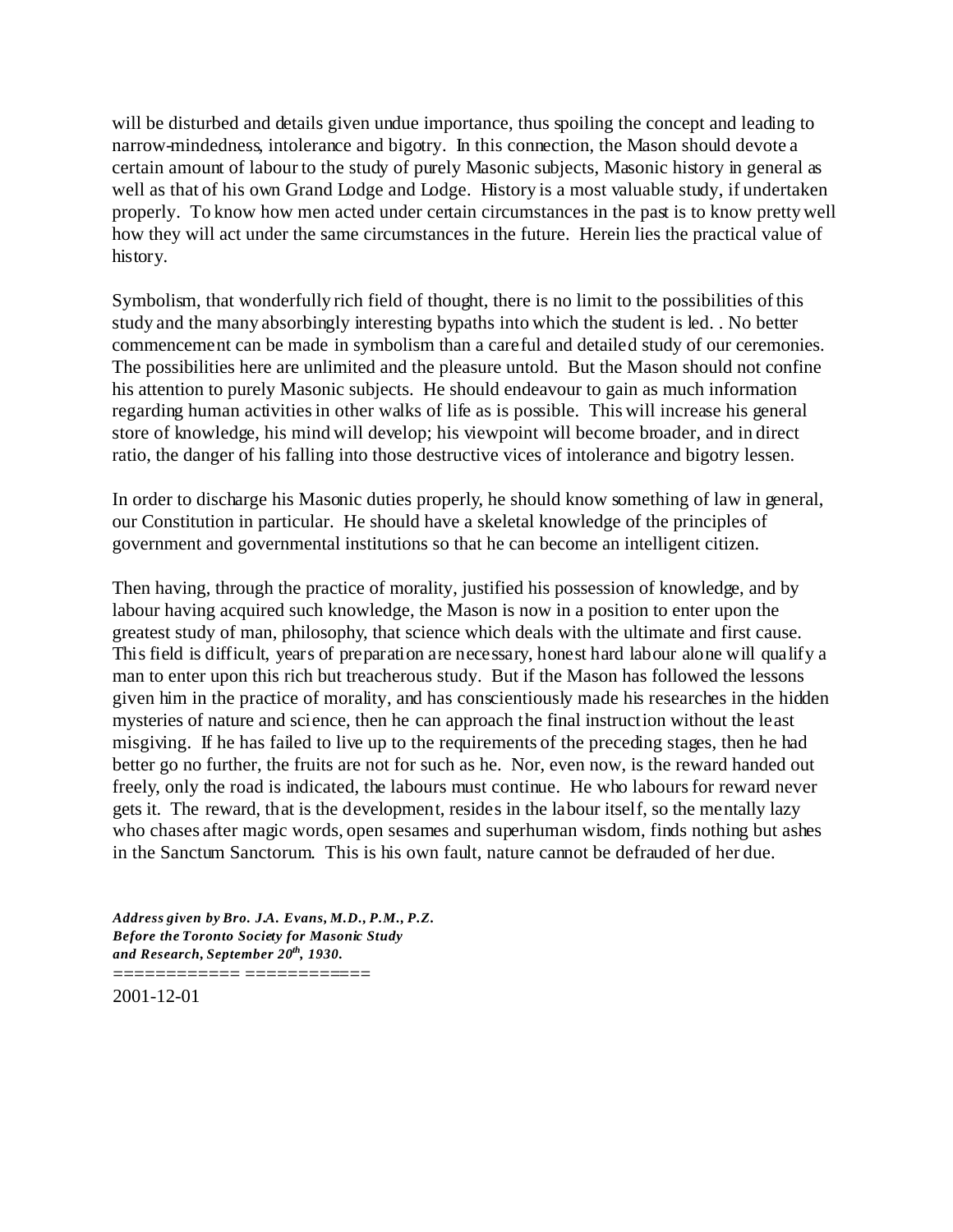will be disturbed and details given undue importance, thus spoiling the concept and leading to narrow-mindedness, intolerance and bigotry. In this connection, the Mason should devote a certain amount of labour to the study of purely Masonic subjects, Masonic history in general as well as that of his own Grand Lodge and Lodge. History is a most valuable study, if undertaken properly. To know how men acted under certain circumstances in the past is to know pretty well how they will act under the same circumstances in the future. Herein lies the practical value of history.

Symbolism, that wonderfully rich field of thought, there is no limit to the possibilities of this study and the many absorbingly interesting bypaths into which the student is led. . No better commencement can be made in symbolism than a careful and detailed study of our ceremonies. The possibilities here are unlimited and the pleasure untold. But the Mason should not confine his attention to purely Masonic subjects. He should endeavour to gain as much information regarding human activities in other walks of life as is possible. This will increase his general store of knowledge, his mind will develop; his viewpoint will become broader, and in direct ratio, the danger of his falling into those destructive vices of intolerance and bigotry lessen.

In order to discharge his Masonic duties properly, he should know something of law in general, our Constitution in particular. He should have a skeletal knowledge of the principles of government and governmental institutions so that he can become an intelligent citizen.

Then having, through the practice of morality, justified his possession of knowledge, and by labour having acquired such knowledge, the Mason is now in a position to enter upon the greatest study of man, philosophy, that science which deals with the ultimate and first cause. This field is difficult, years of preparation are necessary, honest hard labour alone will qualify a man to enter upon this rich but treacherous study. But if the Mason has followed the lessons given him in the practice of morality, and has conscientiously made his researches in the hidden mysteries of nature and science, then he can approach the final instruction without the least misgiving. If he has failed to live up to the requirements of the preceding stages, then he had better go no further, the fruits are not for such as he. Nor, even now, is the reward handed out freely, only the road is indicated, the labours must continue. He who labours for reward never gets it. The reward, that is the development, resides in the labour itself, so the mentally lazy who chases after magic words, open sesames and superhuman wisdom, finds nothing but ashes in the Sanctum Sanctorum. This is his own fault, nature cannot be defrauded of her due.

***Address given by Bro. J.A. Evans, M.D., P.M., P.Z.***
***Before the Toronto Society for Masonic Study***
***and Research, September 20th, 1930.***

=========== ===========

2001-12-01